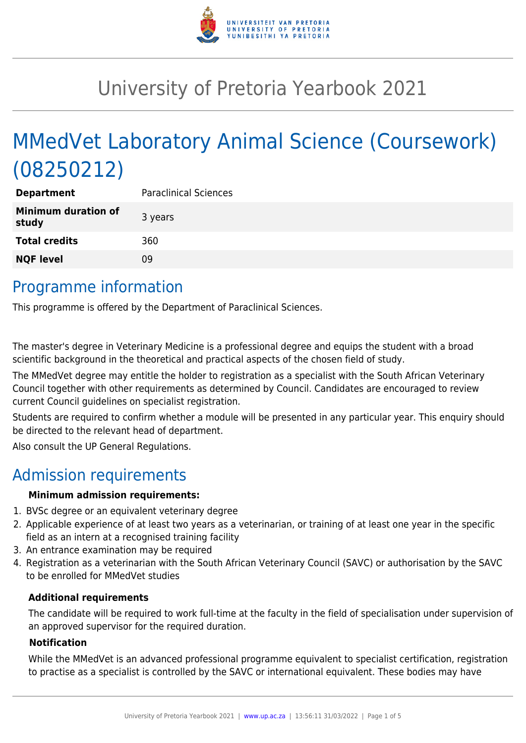# University of Pretoria Yearbook 2021

## MMedVet Laboratory Animal Science (Coursework) (08250212)

| | |
|---|---|
| **Department** | Paraclinical Sciences |
| **Minimum duration of study** | 3 years |
| **Total credits** | 360 |
| **NQF level** | 09 |

## Programme information

This programme is offered by the Department of Paraclinical Sciences.

The master's degree in Veterinary Medicine is a professional degree and equips the student with a broad scientific background in the theoretical and practical aspects of the chosen field of study.

The MMedVet degree may entitle the holder to registration as a specialist with the South African Veterinary Council together with other requirements as determined by Council. Candidates are encouraged to review current Council guidelines on specialist registration.

Students are required to confirm whether a module will be presented in any particular year. This enquiry should be directed to the relevant head of department.

Also consult the UP General Regulations.

## Admission requirements

**Minimum admission requirements:**

1. BVSc degree or an equivalent veterinary degree
2. Applicable experience of at least two years as a veterinarian, or training of at least one year in the specific field as an intern at a recognised training facility
3. An entrance examination may be required
4. Registration as a veterinarian with the South African Veterinary Council (SAVC) or authorisation by the SAVC to be enrolled for MMedVet studies

**Additional requirements**

The candidate will be required to work full-time at the faculty in the field of specialisation under supervision of an approved supervisor for the required duration.

**Notification**

While the MMedVet is an advanced professional programme equivalent to specialist certification, registration to practise as a specialist is controlled by the SAVC or international equivalent. These bodies may have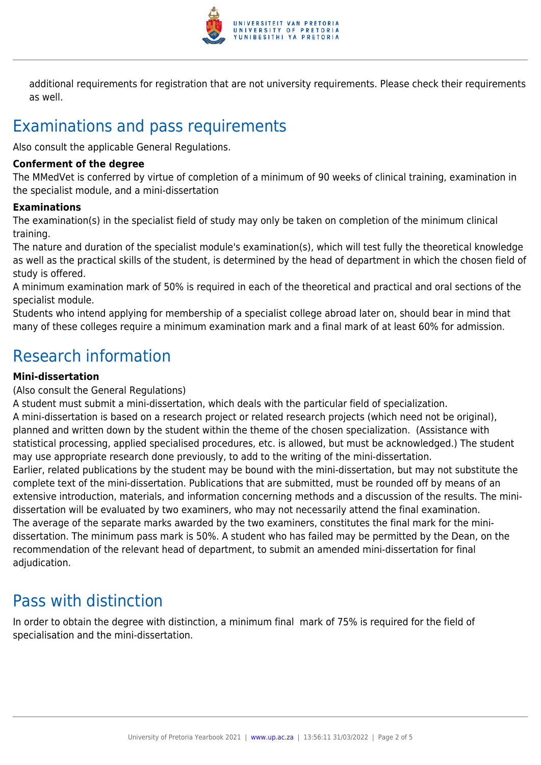additional requirements for registration that are not university requirements. Please check their requirements as well.

## Examinations and pass requirements

Also consult the applicable General Regulations.

**Conferment of the degree**

The MMedVet is conferred by virtue of completion of a minimum of 90 weeks of clinical training, examination in the specialist module, and a mini-dissertation

**Examinations**

The examination(s) in the specialist field of study may only be taken on completion of the minimum clinical training.

The nature and duration of the specialist module's examination(s), which will test fully the theoretical knowledge as well as the practical skills of the student, is determined by the head of department in which the chosen field of study is offered.

A minimum examination mark of 50% is required in each of the theoretical and practical and oral sections of the specialist module.

Students who intend applying for membership of a specialist college abroad later on, should bear in mind that many of these colleges require a minimum examination mark and a final mark of at least 60% for admission.

## Research information

**Mini-dissertation**

(Also consult the General Regulations)

A student must submit a mini-dissertation, which deals with the particular field of specialization.

A mini-dissertation is based on a research project or related research projects (which need not be original), planned and written down by the student within the theme of the chosen specialization. (Assistance with statistical processing, applied specialised procedures, etc. is allowed, but must be acknowledged.) The student may use appropriate research done previously, to add to the writing of the mini-dissertation.

Earlier, related publications by the student may be bound with the mini-dissertation, but may not substitute the complete text of the mini-dissertation. Publications that are submitted, must be rounded off by means of an extensive introduction, materials, and information concerning methods and a discussion of the results. The mini-dissertation will be evaluated by two examiners, who may not necessarily attend the final examination.

The average of the separate marks awarded by the two examiners, constitutes the final mark for the mini-dissertation. The minimum pass mark is 50%. A student who has failed may be permitted by the Dean, on the recommendation of the relevant head of department, to submit an amended mini-dissertation for final adjudication.

## Pass with distinction

In order to obtain the degree with distinction, a minimum final mark of 75% is required for the field of specialisation and the mini-dissertation.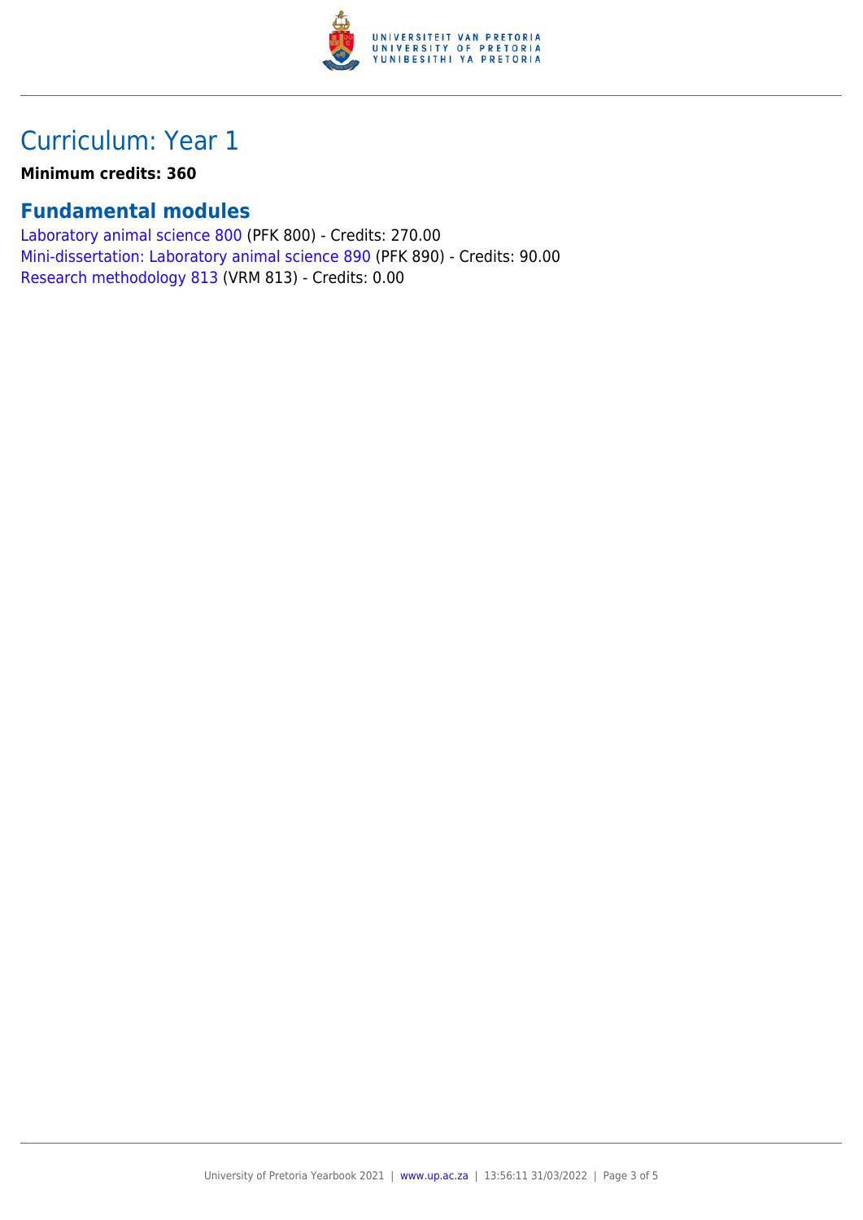# Curriculum: Year 1

**Minimum credits: 360**

## Fundamental modules

Laboratory animal science 800 (PFK 800) - Credits: 270.00
Mini-dissertation: Laboratory animal science 890 (PFK 890) - Credits: 90.00
Research methodology 813 (VRM 813) - Credits: 0.00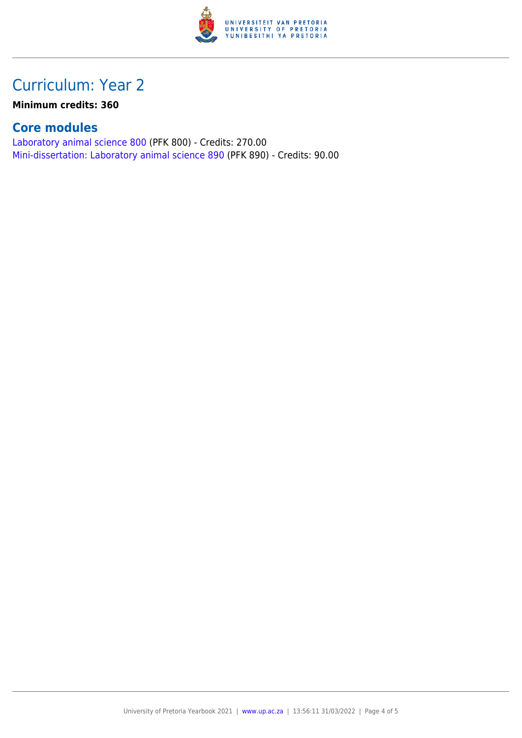# Curriculum: Year 2

**Minimum credits: 360**

## Core modules

Laboratory animal science 800 (PFK 800) - Credits: 270.00
Mini-dissertation: Laboratory animal science 890 (PFK 890) - Credits: 90.00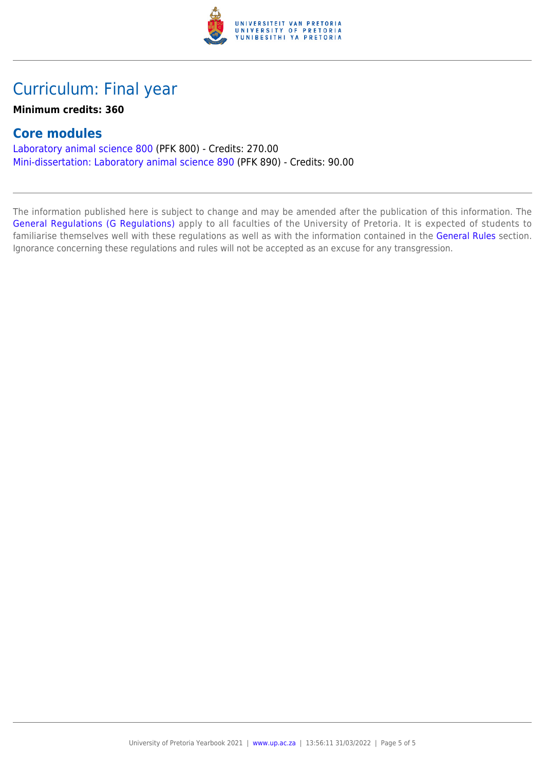# Curriculum: Final year

**Minimum credits: 360**

## Core modules

Laboratory animal science 800 (PFK 800) - Credits: 270.00
Mini-dissertation: Laboratory animal science 890 (PFK 890) - Credits: 90.00

The information published here is subject to change and may be amended after the publication of this information. The General Regulations (G Regulations) apply to all faculties of the University of Pretoria. It is expected of students to familiarise themselves well with these regulations as well as with the information contained in the General Rules section. Ignorance concerning these regulations and rules will not be accepted as an excuse for any transgression.